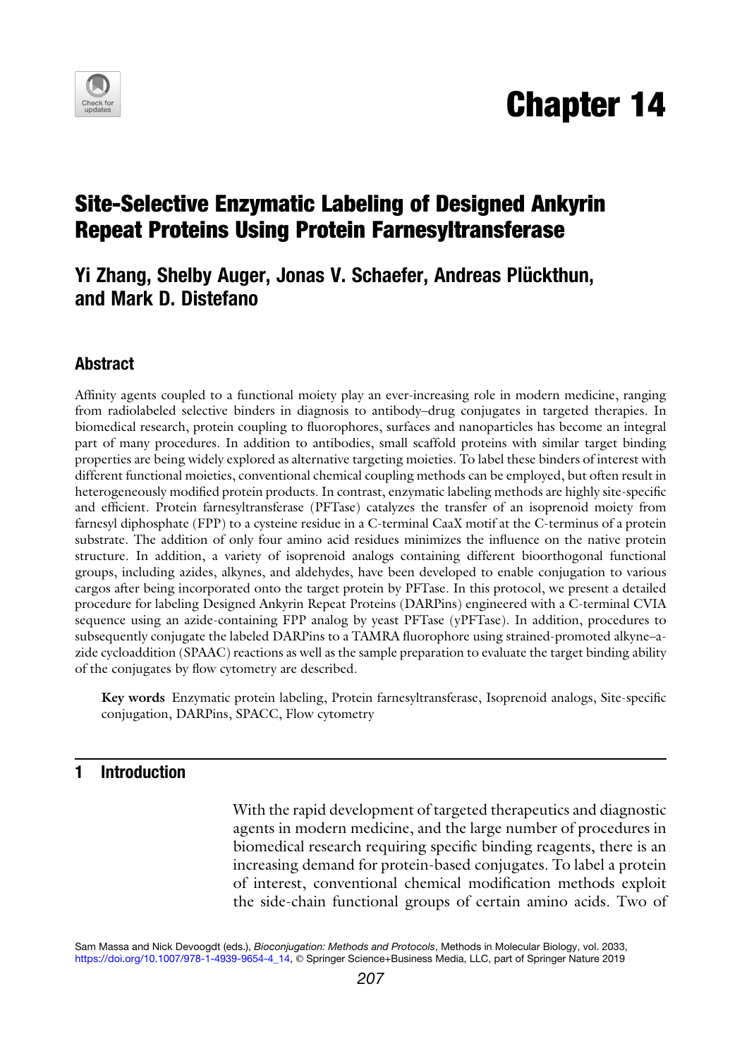# Chapter 14

## Site-Selective Enzymatic Labeling of Designed Ankyrin Repeat Proteins Using Protein Farnesyltransferase

### Yi Zhang, Shelby Auger, Jonas V. Schaefer, Andreas Plückthun, and Mark D. Distefano

## Abstract

Affinity agents coupled to a functional moiety play an ever-increasing role in modern medicine, ranging from radiolabeled selective binders in diagnosis to antibody–drug conjugates in targeted therapies. In biomedical research, protein coupling to fluorophores, surfaces and nanoparticles has become an integral part of many procedures. In addition to antibodies, small scaffold proteins with similar target binding properties are being widely explored as alternative targeting moieties. To label these binders of interest with different functional moieties, conventional chemical coupling methods can be employed, but often result in heterogeneously modified protein products. In contrast, enzymatic labeling methods are highly site-specific and efficient. Protein farnesyltransferase (PFTase) catalyzes the transfer of an isoprenoid moiety from farnesyl diphosphate (FPP) to a cysteine residue in a C-terminal CaaX motif at the C-terminus of a protein substrate. The addition of only four amino acid residues minimizes the influence on the native protein structure. In addition, a variety of isoprenoid analogs containing different bioorthogonal functional groups, including azides, alkynes, and aldehydes, have been developed to enable conjugation to various cargos after being incorporated onto the target protein by PFTase. In this protocol, we present a detailed procedure for labeling Designed Ankyrin Repeat Proteins (DARPins) engineered with a C-terminal CVIA sequence using an azide-containing FPP analog by yeast PFTase (yPFTase). In addition, procedures to subsequently conjugate the labeled DARPins to a TAMRA fluorophore using strained-promoted alkyne–azide cycloaddition (SPAAC) reactions as well as the sample preparation to evaluate the target binding ability of the conjugates by flow cytometry are described.

**Key words** Enzymatic protein labeling, Protein farnesyltransferase, Isoprenoid analogs, Site-specific conjugation, DARPins, SPACC, Flow cytometry

## 1 Introduction

With the rapid development of targeted therapeutics and diagnostic agents in modern medicine, and the large number of procedures in biomedical research requiring specific binding reagents, there is an increasing demand for protein-based conjugates. To label a protein of interest, conventional chemical modification methods exploit the side-chain functional groups of certain amino acids. Two of

Sam Massa and Nick Devoogdt (eds.), *Bioconjugation: Methods and Protocols*, Methods in Molecular Biology, vol. 2033, https://doi.org/10.1007/978-1-4939-9654-4_14, © Springer Science+Business Media, LLC, part of Springer Nature 2019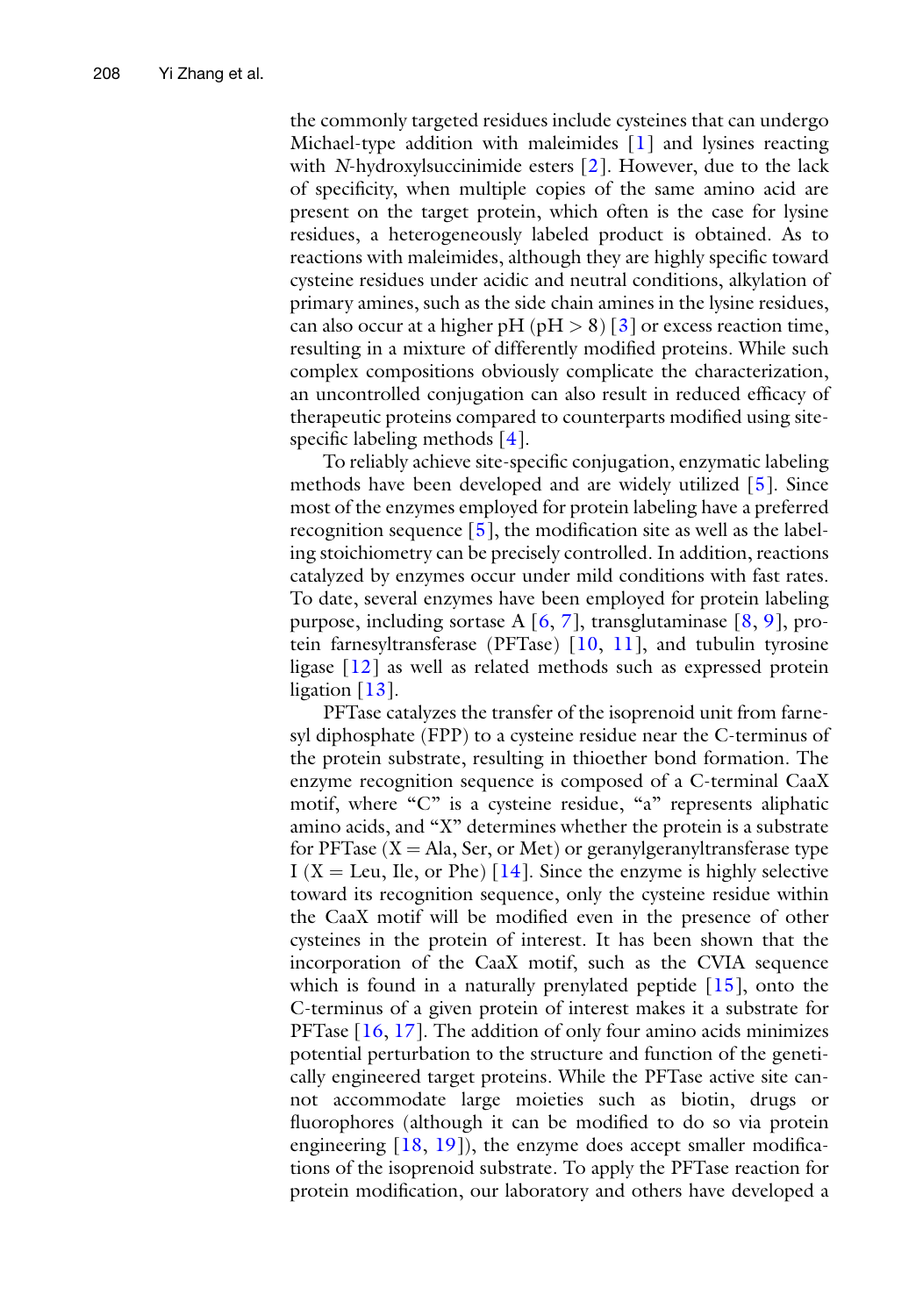the commonly targeted residues include cysteines that can undergo Michael-type addition with maleimides [1] and lysines reacting with *N*-hydroxylsuccinimide esters [2]. However, due to the lack of specificity, when multiple copies of the same amino acid are present on the target protein, which often is the case for lysine residues, a heterogeneously labeled product is obtained. As to reactions with maleimides, although they are highly specific toward cysteine residues under acidic and neutral conditions, alkylation of primary amines, such as the side chain amines in the lysine residues, can also occur at a higher pH (pH $> 8$) [3] or excess reaction time, resulting in a mixture of differently modified proteins. While such complex compositions obviously complicate the characterization, an uncontrolled conjugation can also result in reduced efficacy of therapeutic proteins compared to counterparts modified using site-specific labeling methods [4].

To reliably achieve site-specific conjugation, enzymatic labeling methods have been developed and are widely utilized [5]. Since most of the enzymes employed for protein labeling have a preferred recognition sequence [5], the modification site as well as the labeling stoichiometry can be precisely controlled. In addition, reactions catalyzed by enzymes occur under mild conditions with fast rates. To date, several enzymes have been employed for protein labeling purpose, including sortase A [6, 7], transglutaminase [8, 9], protein farnesyltransferase (PFTase) [10, 11], and tubulin tyrosine ligase [12] as well as related methods such as expressed protein ligation [13].

PFTase catalyzes the transfer of the isoprenoid unit from farnesyl diphosphate (FPP) to a cysteine residue near the C-terminus of the protein substrate, resulting in thioether bond formation. The enzyme recognition sequence is composed of a C-terminal CaaX motif, where "C" is a cysteine residue, "a" represents aliphatic amino acids, and "X" determines whether the protein is a substrate for PFTase (X = Ala, Ser, or Met) or geranylgeranyltransferase type I (X = Leu, Ile, or Phe) [14]. Since the enzyme is highly selective toward its recognition sequence, only the cysteine residue within the CaaX motif will be modified even in the presence of other cysteines in the protein of interest. It has been shown that the incorporation of the CaaX motif, such as the CVIA sequence which is found in a naturally prenylated peptide [15], onto the C-terminus of a given protein of interest makes it a substrate for PFTase [16, 17]. The addition of only four amino acids minimizes potential perturbation to the structure and function of the genetically engineered target proteins. While the PFTase active site cannot accommodate large moieties such as biotin, drugs or fluorophores (although it can be modified to do so via protein engineering [18, 19]), the enzyme does accept smaller modifications of the isoprenoid substrate. To apply the PFTase reaction for protein modification, our laboratory and others have developed a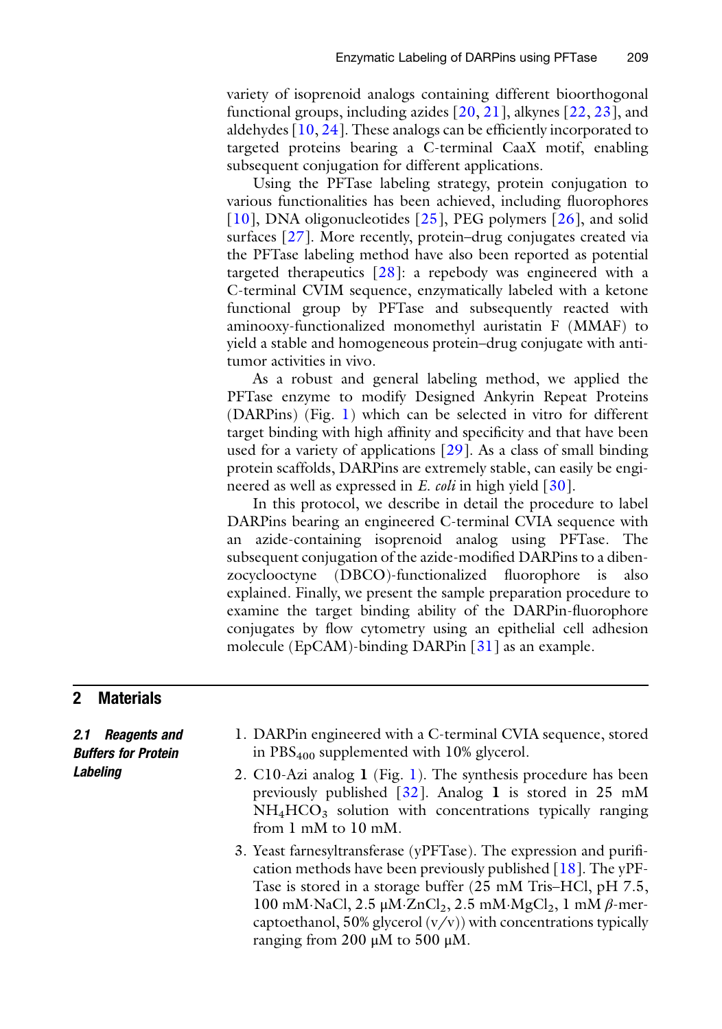variety of isoprenoid analogs containing different bioorthogonal functional groups, including azides [20, 21], alkynes [22, 23], and aldehydes [10, 24]. These analogs can be efficiently incorporated to targeted proteins bearing a C-terminal CaaX motif, enabling subsequent conjugation for different applications.

Using the PFTase labeling strategy, protein conjugation to various functionalities has been achieved, including fluorophores [10], DNA oligonucleotides [25], PEG polymers [26], and solid surfaces [27]. More recently, protein–drug conjugates created via the PFTase labeling method have also been reported as potential targeted therapeutics [28]: a repebody was engineered with a C-terminal CVIM sequence, enzymatically labeled with a ketone functional group by PFTase and subsequently reacted with aminooxy-functionalized monomethyl auristatin F (MMAF) to yield a stable and homogeneous protein–drug conjugate with anti-tumor activities in vivo.

As a robust and general labeling method, we applied the PFTase enzyme to modify Designed Ankyrin Repeat Proteins (DARPins) (Fig. 1) which can be selected in vitro for different target binding with high affinity and specificity and that have been used for a variety of applications [29]. As a class of small binding protein scaffolds, DARPins are extremely stable, can easily be engineered as well as expressed in *E. coli* in high yield [30].

In this protocol, we describe in detail the procedure to label DARPins bearing an engineered C-terminal CVIA sequence with an azide-containing isoprenoid analog using PFTase. The subsequent conjugation of the azide-modified DARPins to a dibenzocyclooctyne (DBCO)-functionalized fluorophore is also explained. Finally, we present the sample preparation procedure to examine the target binding ability of the DARPin-fluorophore conjugates by flow cytometry using an epithelial cell adhesion molecule (EpCAM)-binding DARPin [31] as an example.

## 2 Materials

### 2.1 Reagents and Buffers for Protein Labeling

1. DARPin engineered with a C-terminal CVIA sequence, stored in $PBS_{400}$ supplemented with 10% glycerol.
2. C10-Azi analog **1** (Fig. 1). The synthesis procedure has been previously published [32]. Analog **1** is stored in 25 mM $NH_4HCO_3$ solution with concentrations typically ranging from 1 mM to 10 mM.
3. Yeast farnesyltransferase (yPFTase). The expression and purification methods have been previously published [18]. The yPFTase is stored in a storage buffer (25 mM Tris–HCl, pH 7.5, 100 mM·NaCl, 2.5 μM·$ZnCl_2$, 2.5 mM·$MgCl_2$, 1 mM *β*-mercaptoethanol, 50% glycerol (v/v)) with concentrations typically ranging from 200 μM to 500 μM.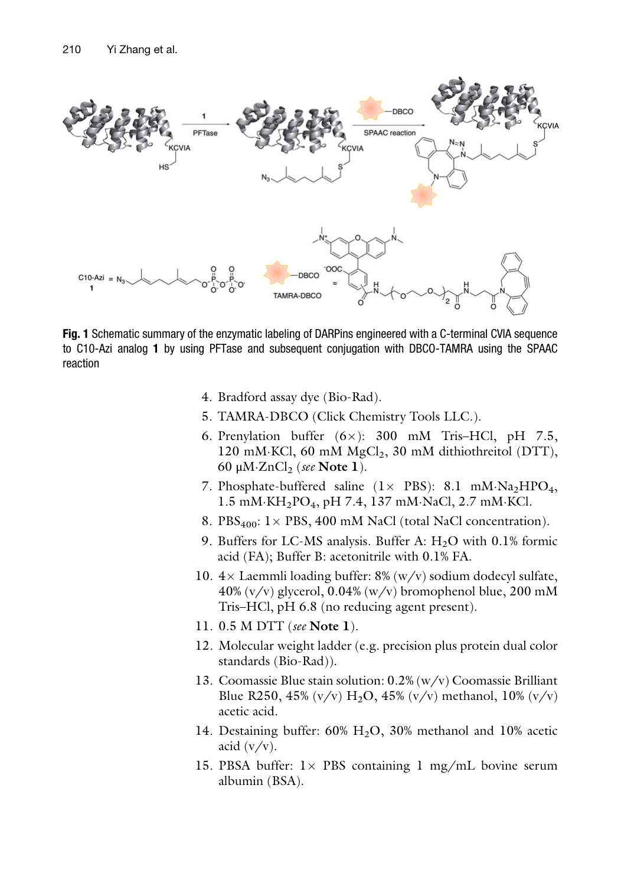**Fig. 1** Schematic summary of the enzymatic labeling of DARPins engineered with a C-terminal CVIA sequence to C10-Azi analog **1** by using PFTase and subsequent conjugation with DBCO-TAMRA using the SPAAC reaction

4. Bradford assay dye (Bio-Rad).
5. TAMRA-DBCO (Click Chemistry Tools LLC.).
6. Prenylation buffer (6×): 300 mM Tris–HCl, pH 7.5, 120 mM·KCl, 60 mM $MgCl_2$, 30 mM dithiothreitol (DTT), 60 μM·$ZnCl_2$ (*see* **Note 1**).
7. Phosphate-buffered saline (1× PBS): 8.1 mM·$Na_2HPO_4$, 1.5 mM·$KH_2PO_4$, pH 7.4, 137 mM·NaCl, 2.7 mM·KCl.
8. $PBS_{400}$: 1× PBS, 400 mM NaCl (total NaCl concentration).
9. Buffers for LC-MS analysis. Buffer A: $H_2O$ with 0.1% formic acid (FA); Buffer B: acetonitrile with 0.1% FA.
10. 4× Laemmli loading buffer: 8% (w/v) sodium dodecyl sulfate, 40% (v/v) glycerol, 0.04% (w/v) bromophenol blue, 200 mM Tris–HCl, pH 6.8 (no reducing agent present).
11. 0.5 M DTT (*see* **Note 1**).
12. Molecular weight ladder (e.g. precision plus protein dual color standards (Bio-Rad)).
13. Coomassie Blue stain solution: 0.2% (w/v) Coomassie Brilliant Blue R250, 45% (v/v) $H_2O$, 45% (v/v) methanol, 10% (v/v) acetic acid.
14. Destaining buffer: 60% $H_2O$, 30% methanol and 10% acetic acid (v/v).
15. PBSA buffer: 1× PBS containing 1 mg/mL bovine serum albumin (BSA).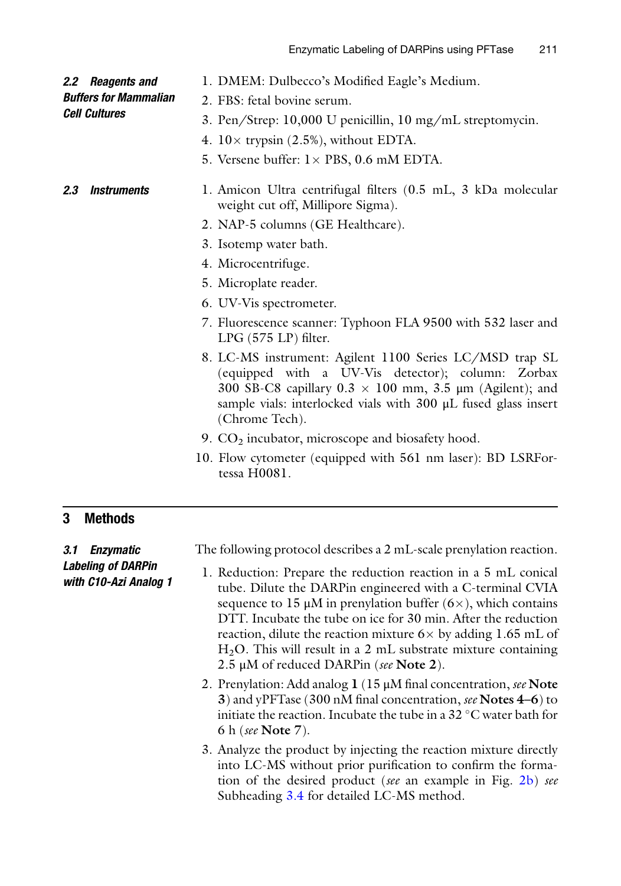### 2.2 Reagents and Buffers for Mammalian Cell Cultures

1. DMEM: Dulbecco's Modified Eagle's Medium.
2. FBS: fetal bovine serum.
3. Pen/Strep: 10,000 U penicillin, 10 mg/mL streptomycin.
4. 10× trypsin (2.5%), without EDTA.
5. Versene buffer: 1× PBS, 0.6 mM EDTA.

### 2.3 Instruments

1. Amicon Ultra centrifugal filters (0.5 mL, 3 kDa molecular weight cut off, Millipore Sigma).
2. NAP-5 columns (GE Healthcare).
3. Isotemp water bath.
4. Microcentrifuge.
5. Microplate reader.
6. UV-Vis spectrometer.
7. Fluorescence scanner: Typhoon FLA 9500 with 532 laser and LPG (575 LP) filter.
8. LC-MS instrument: Agilent 1100 Series LC/MSD trap SL (equipped with a UV-Vis detector); column: Zorbax 300 SB-C8 capillary 0.3 × 100 mm, 3.5 μm (Agilent); and sample vials: interlocked vials with 300 μL fused glass insert (Chrome Tech).
9. $CO_2$ incubator, microscope and biosafety hood.
10. Flow cytometer (equipped with 561 nm laser): BD LSRFortessa H0081.

## 3 Methods

### 3.1 Enzymatic Labeling of DARPin with C10-Azi Analog 1

The following protocol describes a 2 mL-scale prenylation reaction.

1. Reduction: Prepare the reduction reaction in a 5 mL conical tube. Dilute the DARPin engineered with a C-terminal CVIA sequence to 15 μM in prenylation buffer (6×), which contains DTT. Incubate the tube on ice for 30 min. After the reduction reaction, dilute the reaction mixture 6× by adding 1.65 mL of $H_2O$. This will result in a 2 mL substrate mixture containing 2.5 μM of reduced DARPin (*see* **Note 2**).
2. Prenylation: Add analog **1** (15 μM final concentration, *see* **Note 3**) and yPFTase (300 nM final concentration, *see* **Notes 4–6**) to initiate the reaction. Incubate the tube in a 32 °C water bath for 6 h (*see* **Note 7**).
3. Analyze the product by injecting the reaction mixture directly into LC-MS without prior purification to confirm the formation of the desired product (*see* an example in Fig. 2b) *see* Subheading 3.4 for detailed LC-MS method.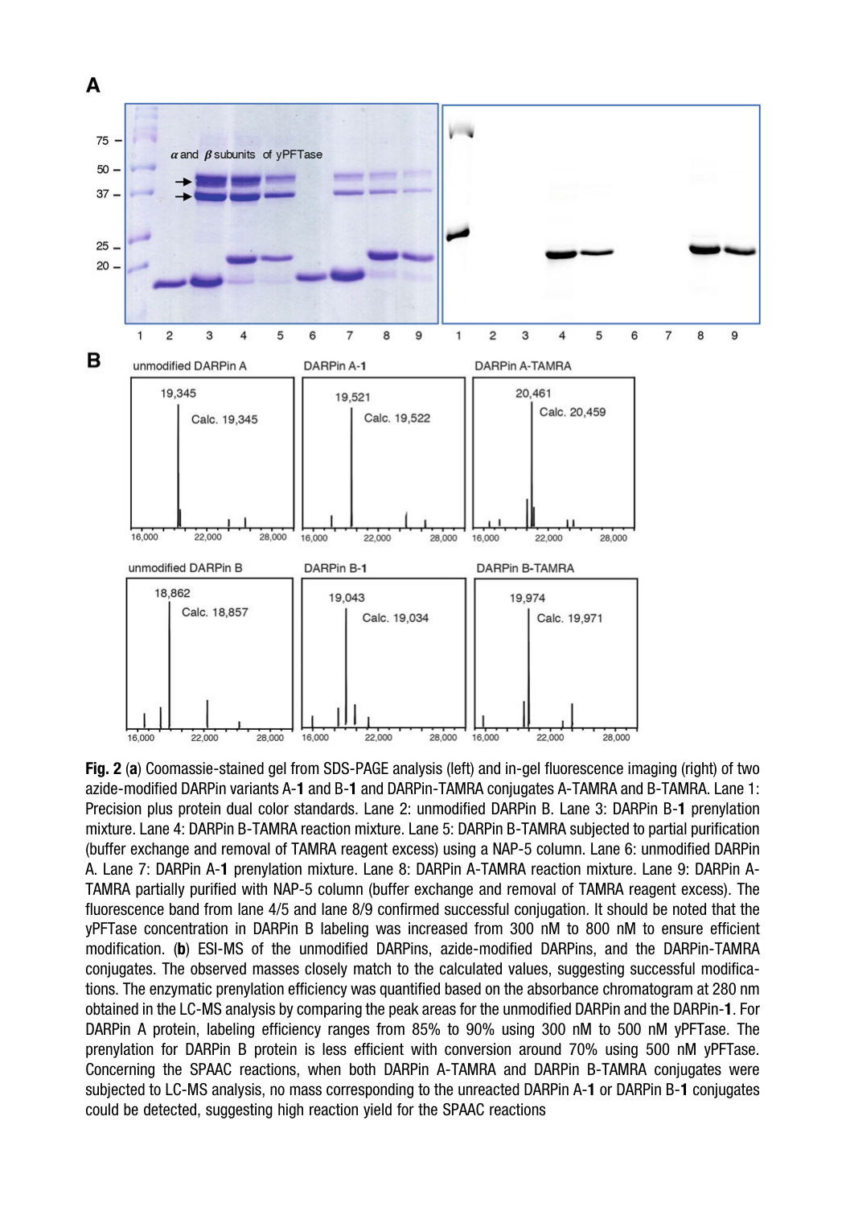**Fig. 2** (**a**) Coomassie-stained gel from SDS-PAGE analysis (left) and in-gel fluorescence imaging (right) of two azide-modified DARPin variants A-**1** and B-**1** and DARPin-TAMRA conjugates A-TAMRA and B-TAMRA. Lane 1: Precision plus protein dual color standards. Lane 2: unmodified DARPin B. Lane 3: DARPin B-**1** prenylation mixture. Lane 4: DARPin B-TAMRA reaction mixture. Lane 5: DARPin B-TAMRA subjected to partial purification (buffer exchange and removal of TAMRA reagent excess) using a NAP-5 column. Lane 6: unmodified DARPin A. Lane 7: DARPin A-**1** prenylation mixture. Lane 8: DARPin A-TAMRA reaction mixture. Lane 9: DARPin A-TAMRA partially purified with NAP-5 column (buffer exchange and removal of TAMRA reagent excess). The fluorescence band from lane 4/5 and lane 8/9 confirmed successful conjugation. It should be noted that the yPFTase concentration in DARPin B labeling was increased from 300 nM to 800 nM to ensure efficient modification. (**b**) ESI-MS of the unmodified DARPins, azide-modified DARPins, and the DARPin-TAMRA conjugates. The observed masses closely match to the calculated values, suggesting successful modifications. The enzymatic prenylation efficiency was quantified based on the absorbance chromatogram at 280 nm obtained in the LC-MS analysis by comparing the peak areas for the unmodified DARPin and the DARPin-**1**. For DARPin A protein, labeling efficiency ranges from 85% to 90% using 300 nM to 500 nM yPFTase. The prenylation for DARPin B protein is less efficient with conversion around 70% using 500 nM yPFTase. Concerning the SPAAC reactions, when both DARPin A-TAMRA and DARPin B-TAMRA conjugates were subjected to LC-MS analysis, no mass corresponding to the unreacted DARPin A-**1** or DARPin B-**1** conjugates could be detected, suggesting high reaction yield for the SPAAC reactions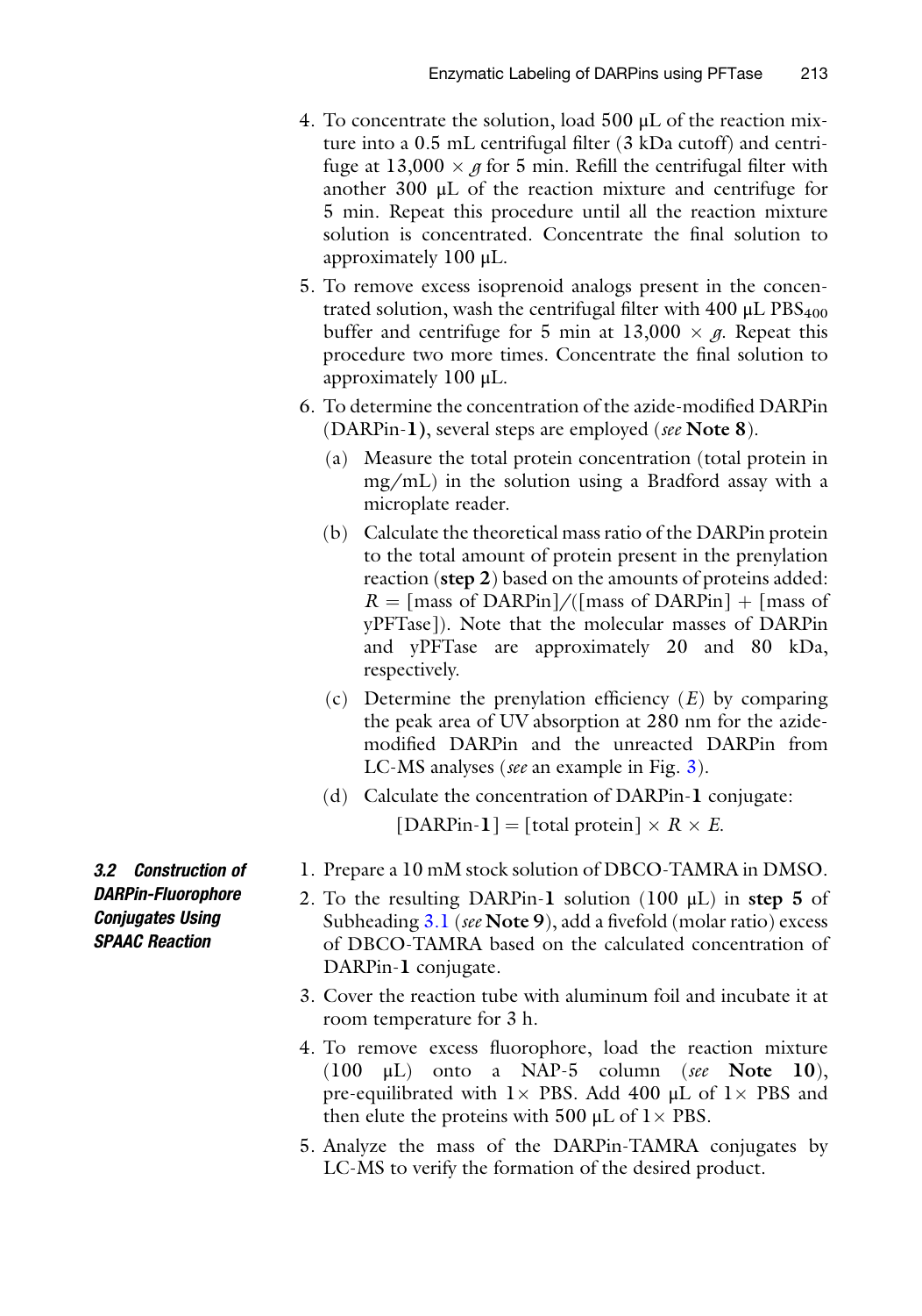4. To concentrate the solution, load 500 μL of the reaction mixture into a 0.5 mL centrifugal filter (3 kDa cutoff) and centrifuge at 13,000 × *g* for 5 min. Refill the centrifugal filter with another 300 μL of the reaction mixture and centrifuge for 5 min. Repeat this procedure until all the reaction mixture solution is concentrated. Concentrate the final solution to approximately 100 μL.
5. To remove excess isoprenoid analogs present in the concentrated solution, wash the centrifugal filter with 400 μL $PBS_{400}$ buffer and centrifuge for 5 min at 13,000 × *g*. Repeat this procedure two more times. Concentrate the final solution to approximately 100 μL.
6. To determine the concentration of the azide-modified DARPin (DARPin-**1**), several steps are employed (*see* **Note 8**).
   (a) Measure the total protein concentration (total protein in mg/mL) in the solution using a Bradford assay with a microplate reader.
   (b) Calculate the theoretical mass ratio of the DARPin protein to the total amount of protein present in the prenylation reaction (**step 2**) based on the amounts of proteins added: $R$ = [mass of DARPin]/([mass of DARPin] + [mass of yPFTase]). Note that the molecular masses of DARPin and yPFTase are approximately 20 and 80 kDa, respectively.
   (c) Determine the prenylation efficiency ($E$) by comparing the peak area of UV absorption at 280 nm for the azide-modified DARPin and the unreacted DARPin from LC-MS analyses (*see* an example in Fig. 3).
   (d) Calculate the concentration of DARPin-**1** conjugate:
   $$[\text{DARPin-}\mathbf{1}] = [\text{total protein}] \times R \times E.$$

### 3.2 Construction of DARPin-Fluorophore Conjugates Using SPAAC Reaction

1. Prepare a 10 mM stock solution of DBCO-TAMRA in DMSO.
2. To the resulting DARPin-**1** solution (100 μL) in **step 5** of Subheading 3.1 (*see* **Note 9**), add a fivefold (molar ratio) excess of DBCO-TAMRA based on the calculated concentration of DARPin-**1** conjugate.
3. Cover the reaction tube with aluminum foil and incubate it at room temperature for 3 h.
4. To remove excess fluorophore, load the reaction mixture (100 μL) onto a NAP-5 column (*see* **Note 10**), pre-equilibrated with 1× PBS. Add 400 μL of 1× PBS and then elute the proteins with 500 μL of 1× PBS.
5. Analyze the mass of the DARPin-TAMRA conjugates by LC-MS to verify the formation of the desired product.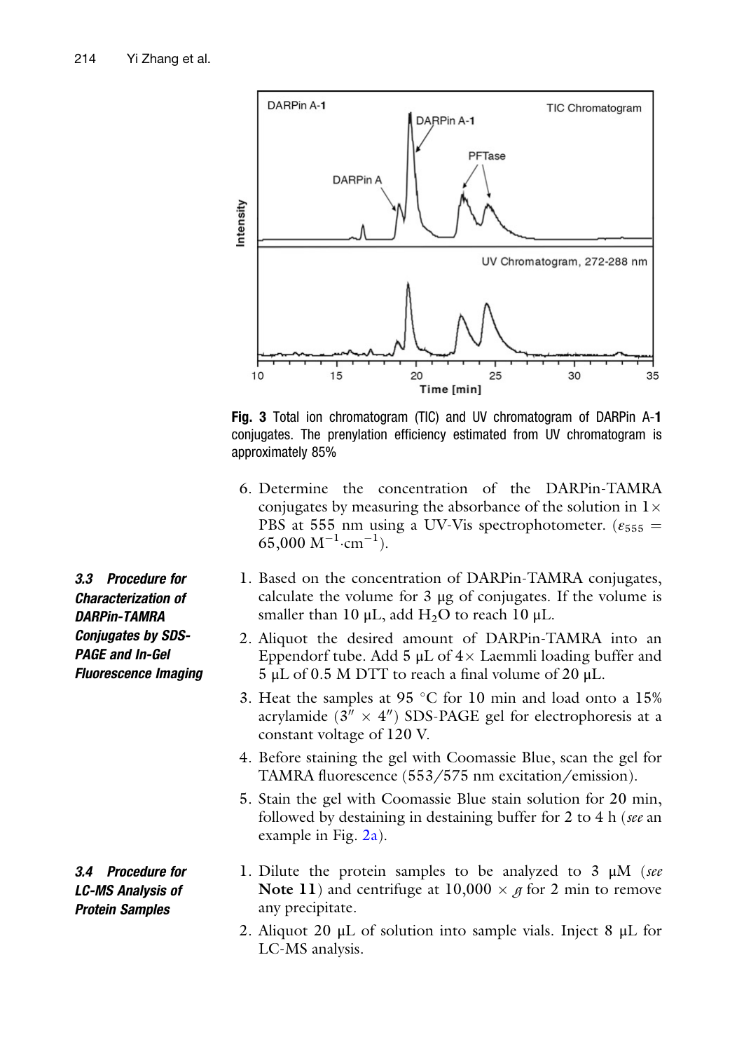Fig. 3 Total ion chromatogram (TIC) and UV chromatogram of DARPin A-**1** conjugates. The prenylation efficiency estimated from UV chromatogram is approximately 85%

6. Determine the concentration of the DARPin-TAMRA conjugates by measuring the absorbance of the solution in 1× PBS at 555 nm using a UV-Vis spectrophotometer. ($\varepsilon_{555} = 65{,}000\ \mathrm{M}^{-1}{\cdot}\mathrm{cm}^{-1}$).

### *3.3 Procedure for Characterization of DARPin-TAMRA Conjugates by SDS-PAGE and In-Gel Fluorescence Imaging*

1. Based on the concentration of DARPin-TAMRA conjugates, calculate the volume for 3 μg of conjugates. If the volume is smaller than 10 μL, add $H_2O$ to reach 10 μL.
2. Aliquot the desired amount of DARPin-TAMRA into an Eppendorf tube. Add 5 μL of 4× Laemmli loading buffer and 5 μL of 0.5 M DTT to reach a final volume of 20 μL.
3. Heat the samples at 95 °C for 10 min and load onto a 15% acrylamide (3″ × 4″) SDS-PAGE gel for electrophoresis at a constant voltage of 120 V.
4. Before staining the gel with Coomassie Blue, scan the gel for TAMRA fluorescence (553/575 nm excitation/emission).
5. Stain the gel with Coomassie Blue stain solution for 20 min, followed by destaining in destaining buffer for 2 to 4 h (*see* an example in Fig. 2a).

### *3.4 Procedure for LC-MS Analysis of Protein Samples*

1. Dilute the protein samples to be analyzed to 3 μM (*see* **Note 11**) and centrifuge at 10,000 × *g* for 2 min to remove any precipitate.
2. Aliquot 20 μL of solution into sample vials. Inject 8 μL for LC-MS analysis.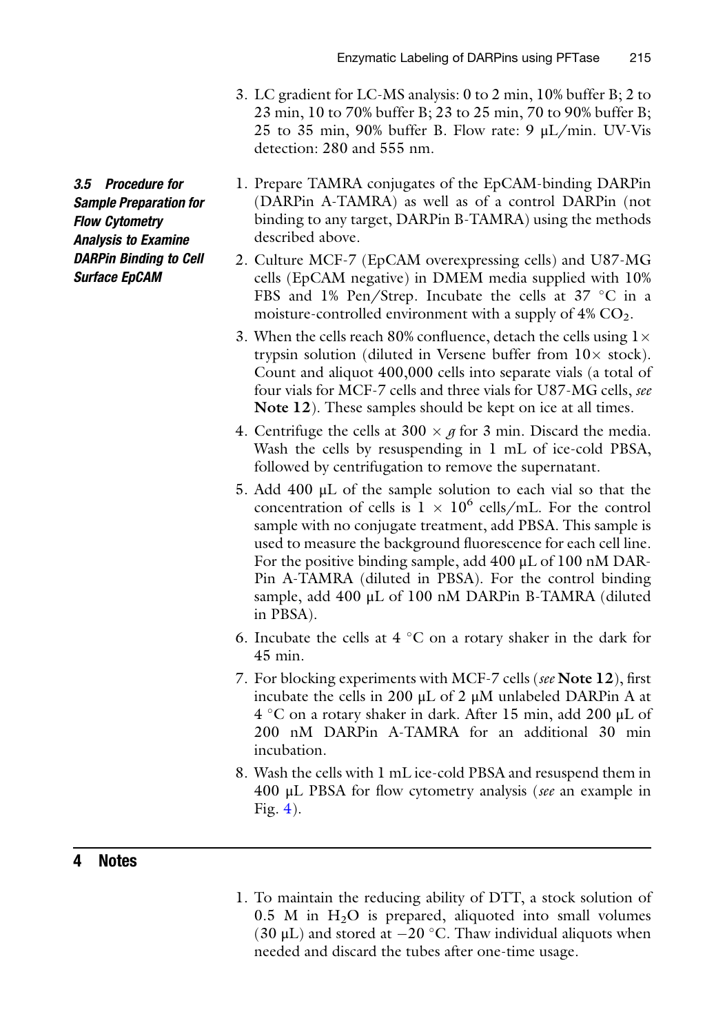3. LC gradient for LC-MS analysis: 0 to 2 min, 10% buffer B; 2 to 23 min, 10 to 70% buffer B; 23 to 25 min, 70 to 90% buffer B; 25 to 35 min, 90% buffer B. Flow rate: 9 μL/min. UV-Vis detection: 280 and 555 nm.

### 3.5 Procedure for Sample Preparation for Flow Cytometry Analysis to Examine DARPin Binding to Cell Surface EpCAM

1. Prepare TAMRA conjugates of the EpCAM-binding DARPin (DARPin A-TAMRA) as well as of a control DARPin (not binding to any target, DARPin B-TAMRA) using the methods described above.
2. Culture MCF-7 (EpCAM overexpressing cells) and U87-MG cells (EpCAM negative) in DMEM media supplied with 10% FBS and 1% Pen/Strep. Incubate the cells at 37 °C in a moisture-controlled environment with a supply of 4% $CO_2$.
3. When the cells reach 80% confluence, detach the cells using 1× trypsin solution (diluted in Versene buffer from 10× stock). Count and aliquot 400,000 cells into separate vials (a total of four vials for MCF-7 cells and three vials for U87-MG cells, *see* **Note 12**). These samples should be kept on ice at all times.
4. Centrifuge the cells at 300 × *g* for 3 min. Discard the media. Wash the cells by resuspending in 1 mL of ice-cold PBSA, followed by centrifugation to remove the supernatant.
5. Add 400 μL of the sample solution to each vial so that the concentration of cells is $1 \times 10^6$ cells/mL. For the control sample with no conjugate treatment, add PBSA. This sample is used to measure the background fluorescence for each cell line. For the positive binding sample, add 400 μL of 100 nM DARPin A-TAMRA (diluted in PBSA). For the control binding sample, add 400 μL of 100 nM DARPin B-TAMRA (diluted in PBSA).
6. Incubate the cells at 4 °C on a rotary shaker in the dark for 45 min.
7. For blocking experiments with MCF-7 cells (*see* **Note 12**), first incubate the cells in 200 μL of 2 μM unlabeled DARPin A at 4 °C on a rotary shaker in dark. After 15 min, add 200 μL of 200 nM DARPin A-TAMRA for an additional 30 min incubation.
8. Wash the cells with 1 mL ice-cold PBSA and resuspend them in 400 μL PBSA for flow cytometry analysis (*see* an example in Fig. 4).

## 4 Notes

1. To maintain the reducing ability of DTT, a stock solution of 0.5 M in $H_2O$ is prepared, aliquoted into small volumes (30 μL) and stored at −20 °C. Thaw individual aliquots when needed and discard the tubes after one-time usage.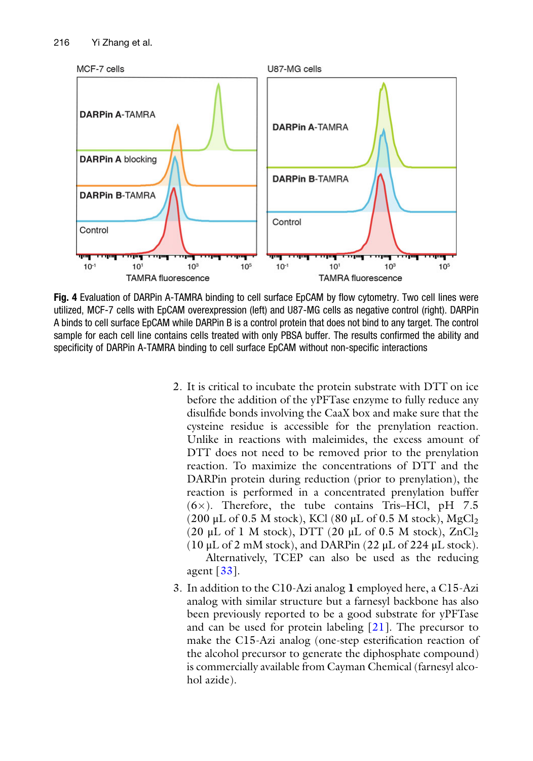Fig. 4 Evaluation of DARPin A-TAMRA binding to cell surface EpCAM by flow cytometry. Two cell lines were utilized, MCF-7 cells with EpCAM overexpression (left) and U87-MG cells as negative control (right). DARPin A binds to cell surface EpCAM while DARPin B is a control protein that does not bind to any target. The control sample for each cell line contains cells treated with only PBSA buffer. The results confirmed the ability and specificity of DARPin A-TAMRA binding to cell surface EpCAM without non-specific interactions

2. It is critical to incubate the protein substrate with DTT on ice before the addition of the yPFTase enzyme to fully reduce any disulfide bonds involving the CaaX box and make sure that the cysteine residue is accessible for the prenylation reaction. Unlike in reactions with maleimides, the excess amount of DTT does not need to be removed prior to the prenylation reaction. To maximize the concentrations of DTT and the DARPin protein during reduction (prior to prenylation), the reaction is performed in a concentrated prenylation buffer (6×). Therefore, the tube contains Tris–HCl, pH 7.5 (200 μL of 0.5 M stock), KCl (80 μL of 0.5 M stock), $MgCl_2$ (20 μL of 1 M stock), DTT (20 μL of 0.5 M stock), $ZnCl_2$ (10 μL of 2 mM stock), and DARPin (22 μL of 224 μL stock). Alternatively, TCEP can also be used as the reducing agent [33].

3. In addition to the C10-Azi analog **1** employed here, a C15-Azi analog with similar structure but a farnesyl backbone has also been previously reported to be a good substrate for yPFTase and can be used for protein labeling [21]. The precursor to make the C15-Azi analog (one-step esterification reaction of the alcohol precursor to generate the diphosphate compound) is commercially available from Cayman Chemical (farnesyl alcohol azide).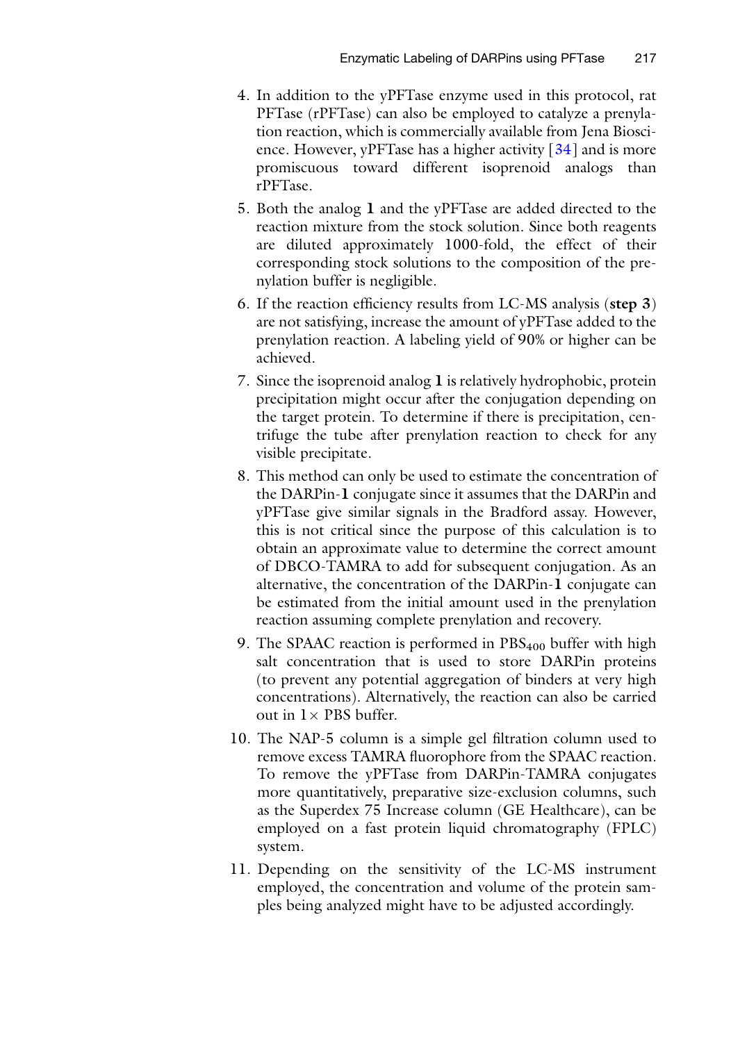4. In addition to the yPFTase enzyme used in this protocol, rat PFTase (rPFTase) can also be employed to catalyze a prenylation reaction, which is commercially available from Jena Bioscience. However, yPFTase has a higher activity [34] and is more promiscuous toward different isoprenoid analogs than rPFTase.
5. Both the analog **1** and the yPFTase are added directed to the reaction mixture from the stock solution. Since both reagents are diluted approximately 1000-fold, the effect of their corresponding stock solutions to the composition of the prenylation buffer is negligible.
6. If the reaction efficiency results from LC-MS analysis (**step 3**) are not satisfying, increase the amount of yPFTase added to the prenylation reaction. A labeling yield of 90% or higher can be achieved.
7. Since the isoprenoid analog **1** is relatively hydrophobic, protein precipitation might occur after the conjugation depending on the target protein. To determine if there is precipitation, centrifuge the tube after prenylation reaction to check for any visible precipitate.
8. This method can only be used to estimate the concentration of the DARPin-**1** conjugate since it assumes that the DARPin and yPFTase give similar signals in the Bradford assay. However, this is not critical since the purpose of this calculation is to obtain an approximate value to determine the correct amount of DBCO-TAMRA to add for subsequent conjugation. As an alternative, the concentration of the DARPin-**1** conjugate can be estimated from the initial amount used in the prenylation reaction assuming complete prenylation and recovery.
9. The SPAAC reaction is performed in $PBS_{400}$ buffer with high salt concentration that is used to store DARPin proteins (to prevent any potential aggregation of binders at very high concentrations). Alternatively, the reaction can also be carried out in 1× PBS buffer.
10. The NAP-5 column is a simple gel filtration column used to remove excess TAMRA fluorophore from the SPAAC reaction. To remove the yPFTase from DARPin-TAMRA conjugates more quantitatively, preparative size-exclusion columns, such as the Superdex 75 Increase column (GE Healthcare), can be employed on a fast protein liquid chromatography (FPLC) system.
11. Depending on the sensitivity of the LC-MS instrument employed, the concentration and volume of the protein samples being analyzed might have to be adjusted accordingly.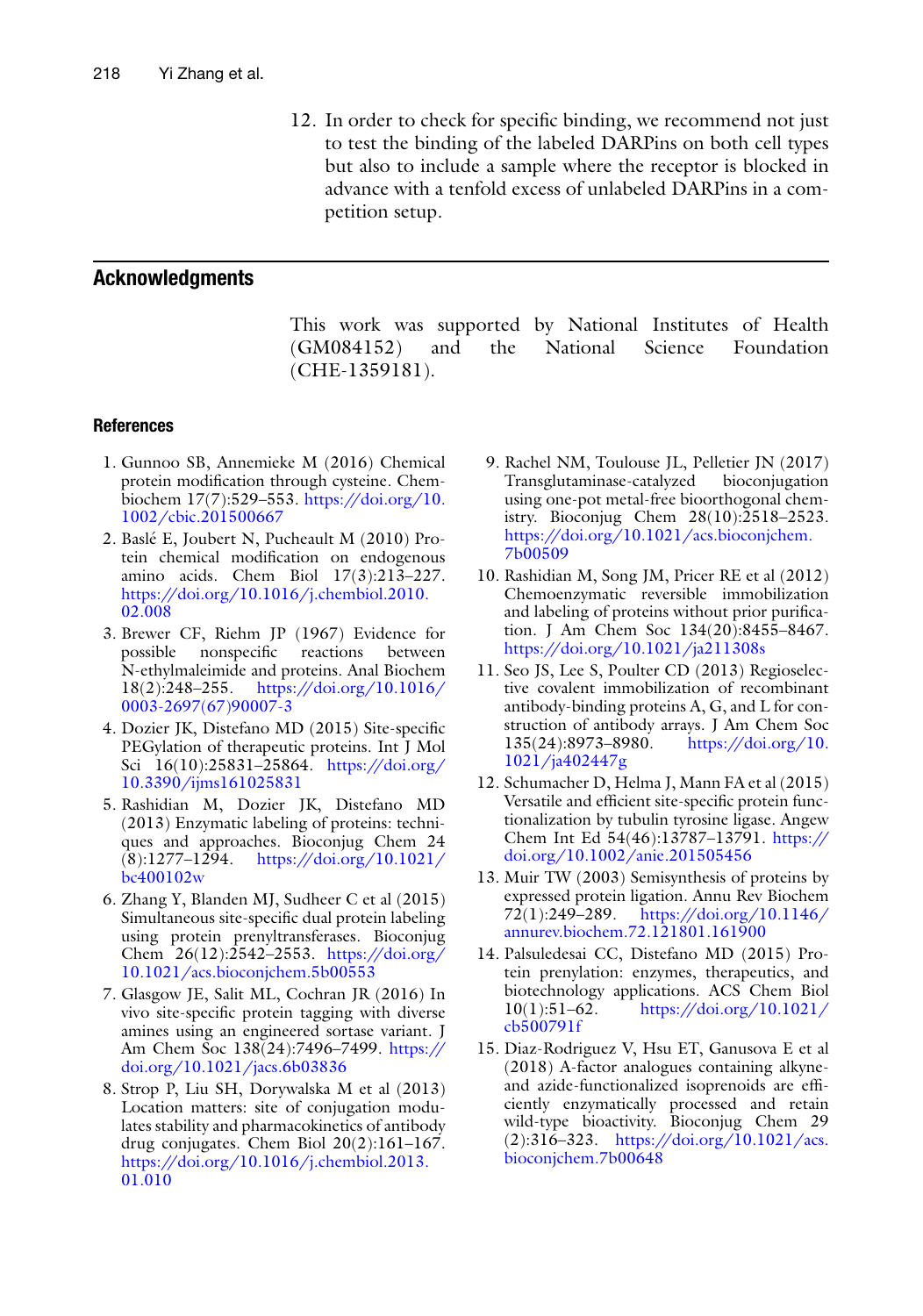12. In order to check for specific binding, we recommend not just to test the binding of the labeled DARPins on both cell types but also to include a sample where the receptor is blocked in advance with a tenfold excess of unlabeled DARPins in a competition setup.

## Acknowledgments

This work was supported by National Institutes of Health (GM084152) and the National Science Foundation (CHE-1359181).

### References

1. Gunnoo SB, Annemieke M (2016) Chemical protein modification through cysteine. Chembiochem 17(7):529–553. https://doi.org/10.1002/cbic.201500667
2. Baslé E, Joubert N, Pucheault M (2010) Protein chemical modification on endogenous amino acids. Chem Biol 17(3):213–227. https://doi.org/10.1016/j.chembiol.2010.02.008
3. Brewer CF, Riehm JP (1967) Evidence for possible nonspecific reactions between N-ethylmaleimide and proteins. Anal Biochem 18(2):248–255. https://doi.org/10.1016/0003-2697(67)90007-3
4. Dozier JK, Distefano MD (2015) Site-specific PEGylation of therapeutic proteins. Int J Mol Sci 16(10):25831–25864. https://doi.org/10.3390/ijms161025831
5. Rashidian M, Dozier JK, Distefano MD (2013) Enzymatic labeling of proteins: techniques and approaches. Bioconjug Chem 24 (8):1277–1294. https://doi.org/10.1021/bc400102w
6. Zhang Y, Blanden MJ, Sudheer C et al (2015) Simultaneous site-specific dual protein labeling using protein prenyltransferases. Bioconjug Chem 26(12):2542–2553. https://doi.org/10.1021/acs.bioconjchem.5b00553
7. Glasgow JE, Salit ML, Cochran JR (2016) In vivo site-specific protein tagging with diverse amines using an engineered sortase variant. J Am Chem Soc 138(24):7496–7499. https://doi.org/10.1021/jacs.6b03836
8. Strop P, Liu SH, Dorywalska M et al (2013) Location matters: site of conjugation modulates stability and pharmacokinetics of antibody drug conjugates. Chem Biol 20(2):161–167. https://doi.org/10.1016/j.chembiol.2013.01.010
9. Rachel NM, Toulouse JL, Pelletier JN (2017) Transglutaminase-catalyzed bioconjugation using one-pot metal-free bioorthogonal chemistry. Bioconjug Chem 28(10):2518–2523. https://doi.org/10.1021/acs.bioconjchem.7b00509
10. Rashidian M, Song JM, Pricer RE et al (2012) Chemoenzymatic reversible immobilization and labeling of proteins without prior purification. J Am Chem Soc 134(20):8455–8467. https://doi.org/10.1021/ja211308s
11. Seo JS, Lee S, Poulter CD (2013) Regioselective covalent immobilization of recombinant antibody-binding proteins A, G, and L for construction of antibody arrays. J Am Chem Soc 135(24):8973–8980. https://doi.org/10.1021/ja402447g
12. Schumacher D, Helma J, Mann FA et al (2015) Versatile and efficient site-specific protein functionalization by tubulin tyrosine ligase. Angew Chem Int Ed 54(46):13787–13791. https://doi.org/10.1002/anie.201505456
13. Muir TW (2003) Semisynthesis of proteins by expressed protein ligation. Annu Rev Biochem 72(1):249–289. https://doi.org/10.1146/annurev.biochem.72.121801.161900
14. Palsuledesai CC, Distefano MD (2015) Protein prenylation: enzymes, therapeutics, and biotechnology applications. ACS Chem Biol 10(1):51–62. https://doi.org/10.1021/cb500791f
15. Diaz-Rodriguez V, Hsu ET, Ganusova E et al (2018) A-factor analogues containing alkyne- and azide-functionalized isoprenoids are efficiently enzymatically processed and retain wild-type bioactivity. Bioconjug Chem 29 (2):316–323. https://doi.org/10.1021/acs.bioconjchem.7b00648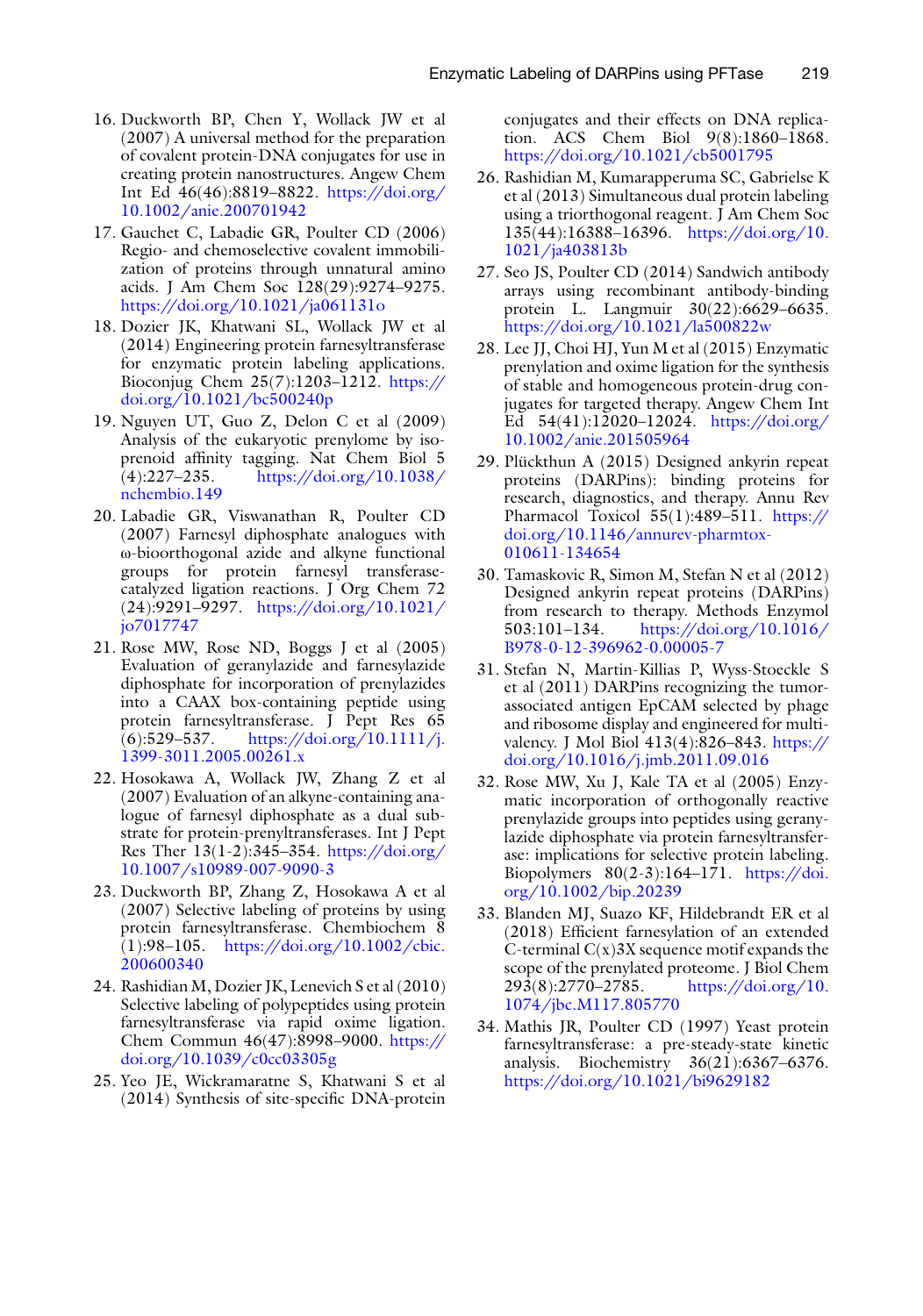16. Duckworth BP, Chen Y, Wollack JW et al (2007) A universal method for the preparation of covalent protein-DNA conjugates for use in creating protein nanostructures. Angew Chem Int Ed 46(46):8819–8822. https://doi.org/10.1002/anie.200701942
17. Gauchet C, Labadie GR, Poulter CD (2006) Regio- and chemoselective covalent immobilization of proteins through unnatural amino acids. J Am Chem Soc 128(29):9274–9275. https://doi.org/10.1021/ja061131o
18. Dozier JK, Khatwani SL, Wollack JW et al (2014) Engineering protein farnesyltransferase for enzymatic protein labeling applications. Bioconjug Chem 25(7):1203–1212. https://doi.org/10.1021/bc500240p
19. Nguyen UT, Guo Z, Delon C et al (2009) Analysis of the eukaryotic prenylome by isoprenoid affinity tagging. Nat Chem Biol 5 (4):227–235. https://doi.org/10.1038/nchembio.149
20. Labadie GR, Viswanathan R, Poulter CD (2007) Farnesyl diphosphate analogues with ω-bioorthogonal azide and alkyne functional groups for protein farnesyl transferase-catalyzed ligation reactions. J Org Chem 72 (24):9291–9297. https://doi.org/10.1021/jo7017747
21. Rose MW, Rose ND, Boggs J et al (2005) Evaluation of geranylazide and farnesylazide diphosphate for incorporation of prenylazides into a CAAX box-containing peptide using protein farnesyltransferase. J Pept Res 65 (6):529–537. https://doi.org/10.1111/j.1399-3011.2005.00261.x
22. Hosokawa A, Wollack JW, Zhang Z et al (2007) Evaluation of an alkyne-containing analogue of farnesyl diphosphate as a dual substrate for protein-prenyltransferases. Int J Pept Res Ther 13(1-2):345–354. https://doi.org/10.1007/s10989-007-9090-3
23. Duckworth BP, Zhang Z, Hosokawa A et al (2007) Selective labeling of proteins by using protein farnesyltransferase. Chembiochem 8 (1):98–105. https://doi.org/10.1002/cbic.200600340
24. Rashidian M, Dozier JK, Lenevich S et al (2010) Selective labeling of polypeptides using protein farnesyltransferase via rapid oxime ligation. Chem Commun 46(47):8998–9000. https://doi.org/10.1039/c0cc03305g
25. Yeo JE, Wickramaratne S, Khatwani S et al (2014) Synthesis of site-specific DNA-protein conjugates and their effects on DNA replication. ACS Chem Biol 9(8):1860–1868. https://doi.org/10.1021/cb5001795
26. Rashidian M, Kumarapperuma SC, Gabrielse K et al (2013) Simultaneous dual protein labeling using a triorthogonal reagent. J Am Chem Soc 135(44):16388–16396. https://doi.org/10.1021/ja403813b
27. Seo JS, Poulter CD (2014) Sandwich antibody arrays using recombinant antibody-binding protein L. Langmuir 30(22):6629–6635. https://doi.org/10.1021/la500822w
28. Lee JJ, Choi HJ, Yun M et al (2015) Enzymatic prenylation and oxime ligation for the synthesis of stable and homogeneous protein-drug conjugates for targeted therapy. Angew Chem Int Ed 54(41):12020–12024. https://doi.org/10.1002/anie.201505964
29. Plückthun A (2015) Designed ankyrin repeat proteins (DARPins): binding proteins for research, diagnostics, and therapy. Annu Rev Pharmacol Toxicol 55(1):489–511. https://doi.org/10.1146/annurev-pharmtox-010611-134654
30. Tamaskovic R, Simon M, Stefan N et al (2012) Designed ankyrin repeat proteins (DARPins) from research to therapy. Methods Enzymol 503:101–134. https://doi.org/10.1016/B978-0-12-396962-0.00005-7
31. Stefan N, Martin-Killias P, Wyss-Stoeckle S et al (2011) DARPins recognizing the tumor-associated antigen EpCAM selected by phage and ribosome display and engineered for multivalency. J Mol Biol 413(4):826–843. https://doi.org/10.1016/j.jmb.2011.09.016
32. Rose MW, Xu J, Kale TA et al (2005) Enzymatic incorporation of orthogonally reactive prenylazide groups into peptides using geranylazide diphosphate via protein farnesyltransferase: implications for selective protein labeling. Biopolymers 80(2-3):164–171. https://doi.org/10.1002/bip.20239
33. Blanden MJ, Suazo KF, Hildebrandt ER et al (2018) Efficient farnesylation of an extended C-terminal C(x)3X sequence motif expands the scope of the prenylated proteome. J Biol Chem 293(8):2770–2785. https://doi.org/10.1074/jbc.M117.805770
34. Mathis JR, Poulter CD (1997) Yeast protein farnesyltransferase: a pre-steady-state kinetic analysis. Biochemistry 36(21):6367–6376. https://doi.org/10.1021/bi9629182